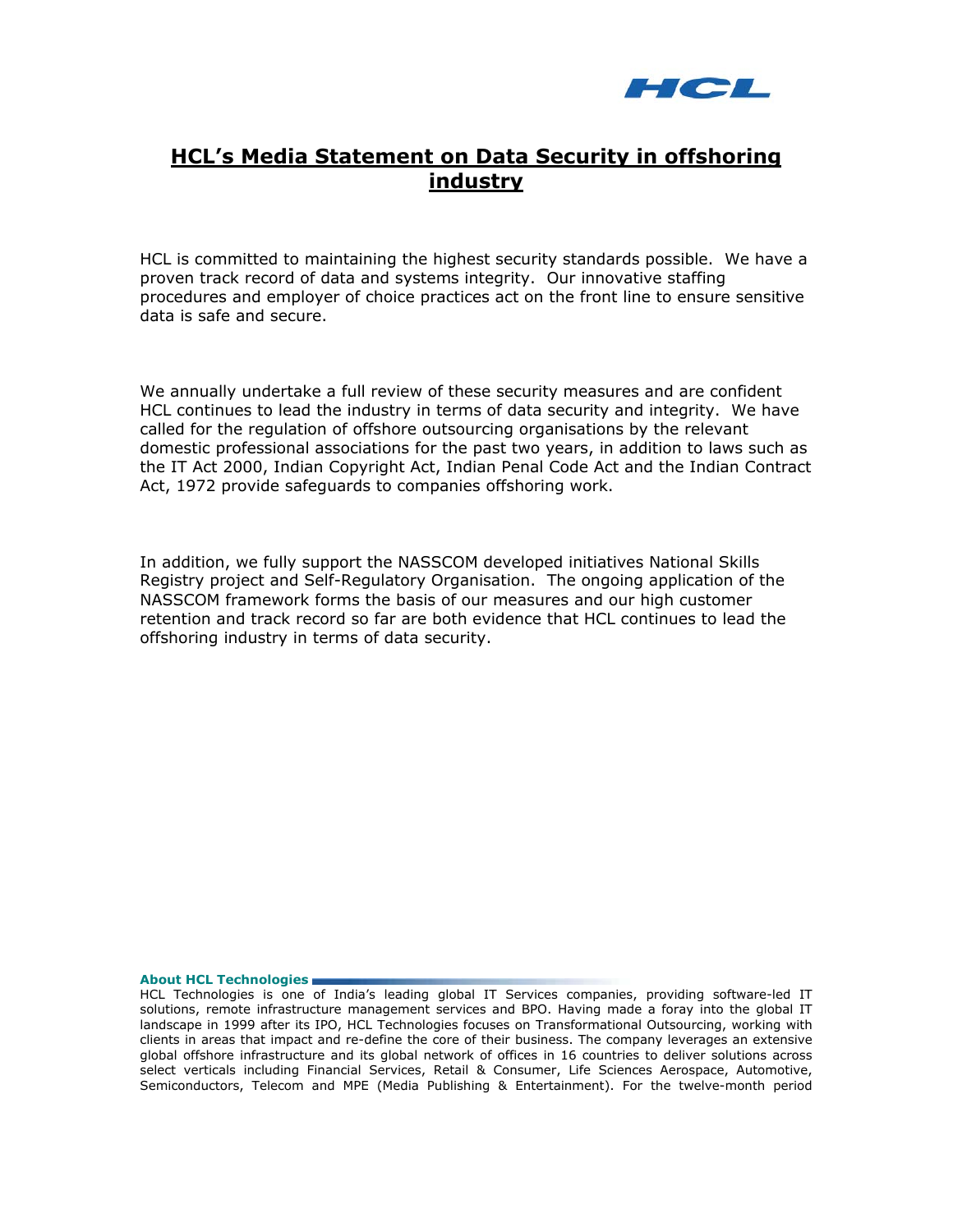# HCL's Media Statement on Data Security in offshoring industry

HCL is committed to maintaining the highest security standards possible. We have a proven track record of data and systems integrity. Our innovative staffing procedures and employer of choice practices act on the front line to ensure sensitive data is safe and secure.

We annually undertake a full review of these security measures and are confident HCL continues to lead the industry in terms of data security and integrity. We have called for the regulation of offshore outsourcing organisations by the relevant domestic professional associations for the past two years, in addition to laws such as the IT Act 2000, Indian Copyright Act, Indian Penal Code Act and the Indian Contract Act, 1972 provide safeguards to companies offshoring work.

In addition, we fully support the NASSCOM developed initiatives National Skills Registry project and Self-Regulatory Organisation. The ongoing application of the NASSCOM framework forms the basis of our measures and our high customer retention and track record so far are both evidence that HCL continues to lead the offshoring industry in terms of data security.

**About HCL Technologies**

HCL Technologies is one of India's leading global IT Services companies, providing software-led IT solutions, remote infrastructure management services and BPO. Having made a foray into the global IT landscape in 1999 after its IPO, HCL Technologies focuses on Transformational Outsourcing, working with clients in areas that impact and re-define the core of their business. The company leverages an extensive global offshore infrastructure and its global network of offices in 16 countries to deliver solutions across select verticals including Financial Services, Retail & Consumer, Life Sciences Aerospace, Automotive, Semiconductors, Telecom and MPE (Media Publishing & Entertainment). For the twelve-month period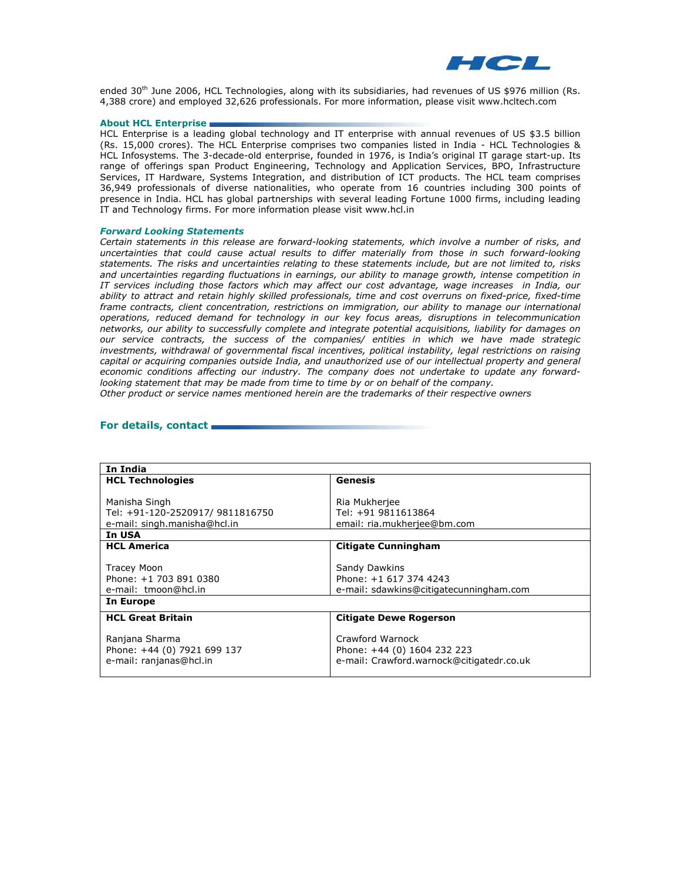ended 30th June 2006, HCL Technologies, along with its subsidiaries, had revenues of US $976 million (Rs. 4,388 crore) and employed 32,626 professionals. For more information, please visit www.hcltech.com

## About HCL Enterprise

HCL Enterprise is a leading global technology and IT enterprise with annual revenues of US $3.5 billion (Rs. 15,000 crores). The HCL Enterprise comprises two companies listed in India - HCL Technologies & HCL Infosystems. The 3-decade-old enterprise, founded in 1976, is India's original IT garage start-up. Its range of offerings span Product Engineering, Technology and Application Services, BPO, Infrastructure Services, IT Hardware, Systems Integration, and distribution of ICT products. The HCL team comprises 36,949 professionals of diverse nationalities, who operate from 16 countries including 300 points of presence in India. HCL has global partnerships with several leading Fortune 1000 firms, including leading IT and Technology firms. For more information please visit www.hcl.in

## *Forward Looking Statements*

*Certain statements in this release are forward-looking statements, which involve a number of risks, and uncertainties that could cause actual results to differ materially from those in such forward-looking statements. The risks and uncertainties relating to these statements include, but are not limited to, risks and uncertainties regarding fluctuations in earnings, our ability to manage growth, intense competition in IT services including those factors which may affect our cost advantage, wage increases in India, our ability to attract and retain highly skilled professionals, time and cost overruns on fixed-price, fixed-time frame contracts, client concentration, restrictions on immigration, our ability to manage our international operations, reduced demand for technology in our key focus areas, disruptions in telecommunication networks, our ability to successfully complete and integrate potential acquisitions, liability for damages on our service contracts, the success of the companies/ entities in which we have made strategic investments, withdrawal of governmental fiscal incentives, political instability, legal restrictions on raising capital or acquiring companies outside India, and unauthorized use of our intellectual property and general economic conditions affecting our industry. The company does not undertake to update any forward-looking statement that may be made from time to time by or on behalf of the company.*
*Other product or service names mentioned herein are the trademarks of their respective owners*

## For details, contact

| | |
|---|---|
| **In India** | |
| **HCL Technologies**<br><br>Manisha Singh<br>Tel: +91-120-2520917/ 9811816750<br>e-mail: singh.manisha@hcl.in | **Genesis**<br><br>Ria Mukherjee<br>Tel: +91 9811613864<br>email: ria.mukherjee@bm.com |
| **In USA** | |
| **HCL America**<br><br>Tracey Moon<br>Phone: +1 703 891 0380<br>e-mail: tmoon@hcl.in | **Citigate Cunningham**<br><br>Sandy Dawkins<br>Phone: +1 617 374 4243<br>e-mail: sdawkins@citigatecunningham.com |
| **In Europe** | |
| **HCL Great Britain**<br><br>Ranjana Sharma<br>Phone: +44 (0) 7921 699 137<br>e-mail: ranjanas@hcl.in | **Citigate Dewe Rogerson**<br><br>Crawford Warnock<br>Phone: +44 (0) 1604 232 223<br>e-mail: Crawford.warnock@citigatedr.co.uk |